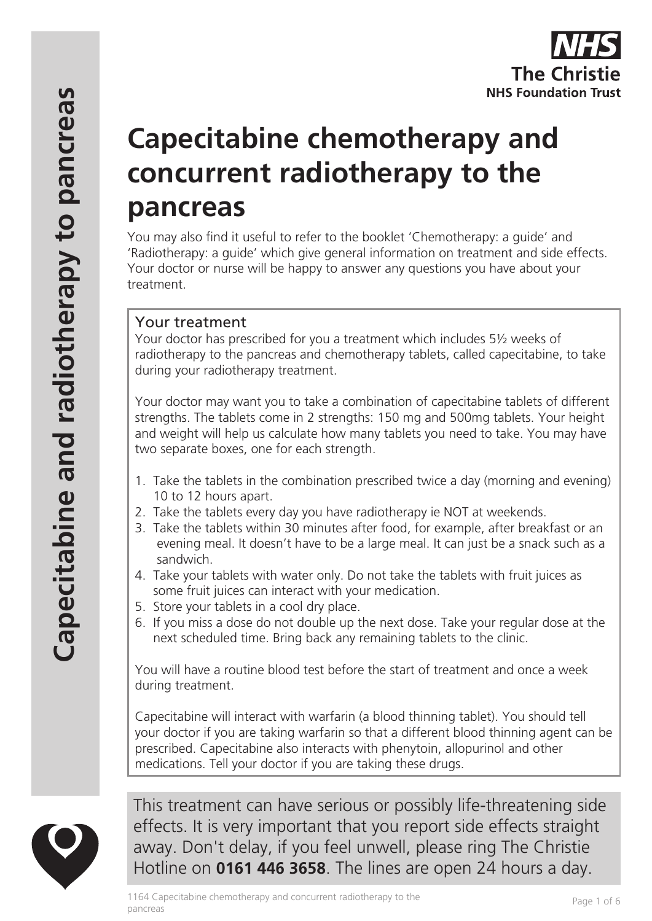# Capecitabine chemotherapy and concurrent radiotherapy to the pancreas

You may also find it useful to refer to the booklet 'Chemotherapy: a guide' and 'Radiotherapy: a guide' which give general information on treatment and side effects. Your doctor or nurse will be happy to answer any questions you have about your treatment.

## Your treatment

Your doctor has prescribed for you a treatment which includes 5½ weeks of radiotherapy to the pancreas and chemotherapy tablets, called capecitabine, to take during your radiotherapy treatment.

Your doctor may want you to take a combination of capecitabine tablets of different strengths. The tablets come in 2 strengths: 150 mg and 500mg tablets. Your height and weight will help us calculate how many tablets you need to take. You may have two separate boxes, one for each strength.

1. Take the tablets in the combination prescribed twice a day (morning and evening) 10 to 12 hours apart.
2. Take the tablets every day you have radiotherapy ie NOT at weekends.
3. Take the tablets within 30 minutes after food, for example, after breakfast or an evening meal. It doesn't have to be a large meal. It can just be a snack such as a sandwich.
4. Take your tablets with water only. Do not take the tablets with fruit juices as some fruit juices can interact with your medication.
5. Store your tablets in a cool dry place.
6. If you miss a dose do not double up the next dose. Take your regular dose at the next scheduled time. Bring back any remaining tablets to the clinic.

You will have a routine blood test before the start of treatment and once a week during treatment.

Capecitabine will interact with warfarin (a blood thinning tablet). You should tell your doctor if you are taking warfarin so that a different blood thinning agent can be prescribed. Capecitabine also interacts with phenytoin, allopurinol and other medications. Tell your doctor if you are taking these drugs.

This treatment can have serious or possibly life-threatening side effects. It is very important that you report side effects straight away. Don't delay, if you feel unwell, please ring The Christie Hotline on **0161 446 3658**. The lines are open 24 hours a day.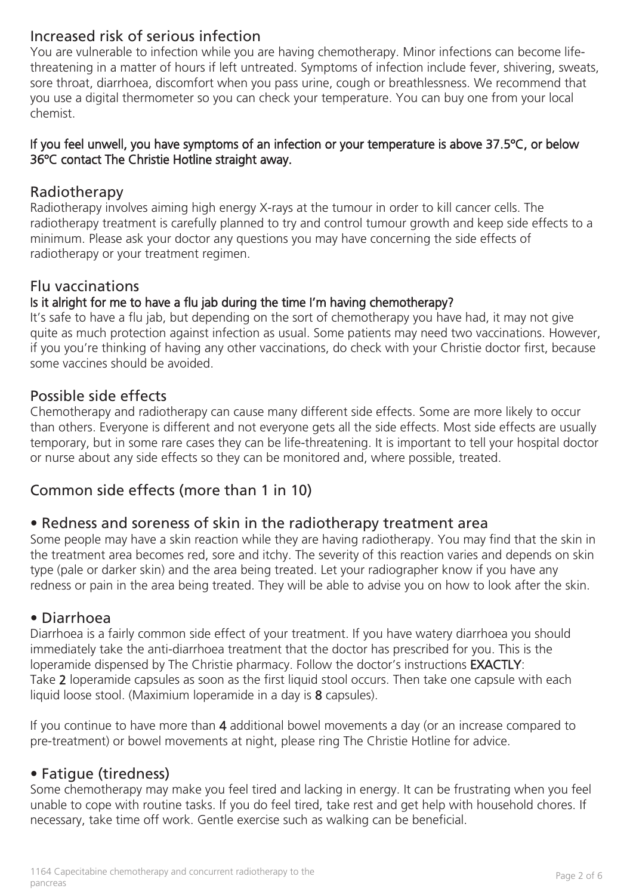## Increased risk of serious infection

You are vulnerable to infection while you are having chemotherapy. Minor infections can become life-threatening in a matter of hours if left untreated. Symptoms of infection include fever, shivering, sweats, sore throat, diarrhoea, discomfort when you pass urine, cough or breathlessness. We recommend that you use a digital thermometer so you can check your temperature. You can buy one from your local chemist.

**If you feel unwell, you have symptoms of an infection or your temperature is above 37.5ºC, or below 36ºC contact The Christie Hotline straight away.**

## Radiotherapy

Radiotherapy involves aiming high energy X-rays at the tumour in order to kill cancer cells. The radiotherapy treatment is carefully planned to try and control tumour growth and keep side effects to a minimum. Please ask your doctor any questions you may have concerning the side effects of radiotherapy or your treatment regimen.

## Flu vaccinations

**Is it alright for me to have a flu jab during the time I'm having chemotherapy?**

It's safe to have a flu jab, but depending on the sort of chemotherapy you have had, it may not give quite as much protection against infection as usual. Some patients may need two vaccinations. However, if you you're thinking of having any other vaccinations, do check with your Christie doctor first, because some vaccines should be avoided.

## Possible side effects

Chemotherapy and radiotherapy can cause many different side effects. Some are more likely to occur than others. Everyone is different and not everyone gets all the side effects. Most side effects are usually temporary, but in some rare cases they can be life-threatening. It is important to tell your hospital doctor or nurse about any side effects so they can be monitored and, where possible, treated.

## Common side effects (more than 1 in 10)

### • Redness and soreness of skin in the radiotherapy treatment area

Some people may have a skin reaction while they are having radiotherapy. You may find that the skin in the treatment area becomes red, sore and itchy. The severity of this reaction varies and depends on skin type (pale or darker skin) and the area being treated. Let your radiographer know if you have any redness or pain in the area being treated. They will be able to advise you on how to look after the skin.

### • Diarrhoea

Diarrhoea is a fairly common side effect of your treatment. If you have watery diarrhoea you should immediately take the anti-diarrhoea treatment that the doctor has prescribed for you. This is the loperamide dispensed by The Christie pharmacy. Follow the doctor's instructions **EXACTLY**:
Take **2** loperamide capsules as soon as the first liquid stool occurs. Then take one capsule with each liquid loose stool. (Maximium loperamide in a day is **8** capsules).

If you continue to have more than **4** additional bowel movements a day (or an increase compared to pre-treatment) or bowel movements at night, please ring The Christie Hotline for advice.

### • Fatigue (tiredness)

Some chemotherapy may make you feel tired and lacking in energy. It can be frustrating when you feel unable to cope with routine tasks. If you do feel tired, take rest and get help with household chores. If necessary, take time off work. Gentle exercise such as walking can be beneficial.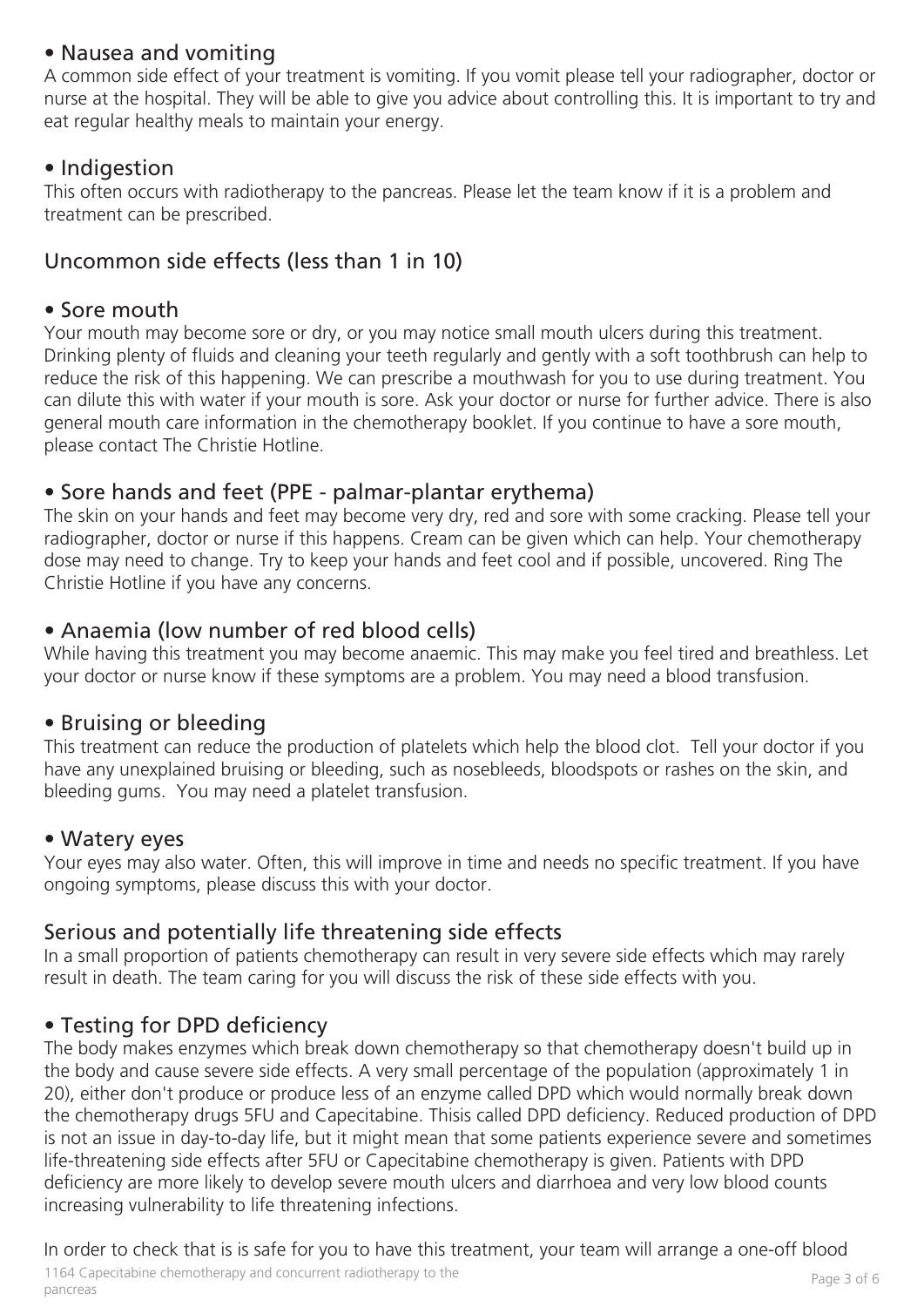## • Nausea and vomiting

A common side effect of your treatment is vomiting. If you vomit please tell your radiographer, doctor or nurse at the hospital. They will be able to give you advice about controlling this. It is important to try and eat regular healthy meals to maintain your energy.

## • Indigestion

This often occurs with radiotherapy to the pancreas. Please let the team know if it is a problem and treatment can be prescribed.

## Uncommon side effects (less than 1 in 10)

## • Sore mouth

Your mouth may become sore or dry, or you may notice small mouth ulcers during this treatment. Drinking plenty of fluids and cleaning your teeth regularly and gently with a soft toothbrush can help to reduce the risk of this happening. We can prescribe a mouthwash for you to use during treatment. You can dilute this with water if your mouth is sore. Ask your doctor or nurse for further advice. There is also general mouth care information in the chemotherapy booklet. If you continue to have a sore mouth, please contact The Christie Hotline.

## • Sore hands and feet (PPE - palmar-plantar erythema)

The skin on your hands and feet may become very dry, red and sore with some cracking. Please tell your radiographer, doctor or nurse if this happens. Cream can be given which can help. Your chemotherapy dose may need to change. Try to keep your hands and feet cool and if possible, uncovered. Ring The Christie Hotline if you have any concerns.

## • Anaemia (low number of red blood cells)

While having this treatment you may become anaemic. This may make you feel tired and breathless. Let your doctor or nurse know if these symptoms are a problem. You may need a blood transfusion.

## • Bruising or bleeding

This treatment can reduce the production of platelets which help the blood clot. Tell your doctor if you have any unexplained bruising or bleeding, such as nosebleeds, bloodspots or rashes on the skin, and bleeding gums. You may need a platelet transfusion.

## • Watery eyes

Your eyes may also water. Often, this will improve in time and needs no specific treatment. If you have ongoing symptoms, please discuss this with your doctor.

## Serious and potentially life threatening side effects

In a small proportion of patients chemotherapy can result in very severe side effects which may rarely result in death. The team caring for you will discuss the risk of these side effects with you.

## • Testing for DPD deficiency

The body makes enzymes which break down chemotherapy so that chemotherapy doesn't build up in the body and cause severe side effects. A very small percentage of the population (approximately 1 in 20), either don't produce or produce less of an enzyme called DPD which would normally break down the chemotherapy drugs 5FU and Capecitabine. Thisis called DPD deficiency. Reduced production of DPD is not an issue in day-to-day life, but it might mean that some patients experience severe and sometimes life-threatening side effects after 5FU or Capecitabine chemotherapy is given. Patients with DPD deficiency are more likely to develop severe mouth ulcers and diarrhoea and very low blood counts increasing vulnerability to life threatening infections.

In order to check that is is safe for you to have this treatment, your team will arrange a one-off blood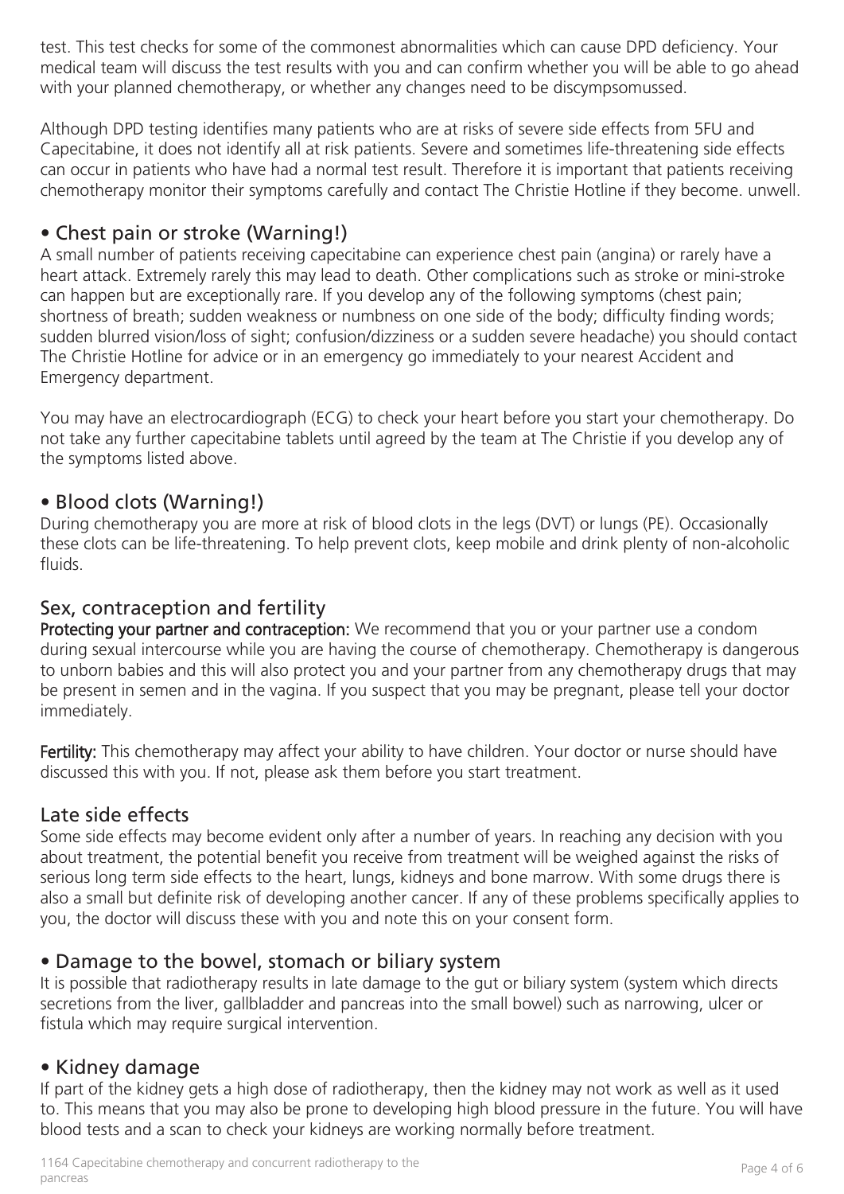test. This test checks for some of the commonest abnormalities which can cause DPD deficiency. Your medical team will discuss the test results with you and can confirm whether you will be able to go ahead with your planned chemotherapy, or whether any changes need to be discympsomussed.

Although DPD testing identifies many patients who are at risks of severe side effects from 5FU and Capecitabine, it does not identify all at risk patients. Severe and sometimes life-threatening side effects can occur in patients who have had a normal test result. Therefore it is important that patients receiving chemotherapy monitor their symptoms carefully and contact The Christie Hotline if they become. unwell.

## • Chest pain or stroke (Warning!)

A small number of patients receiving capecitabine can experience chest pain (angina) or rarely have a heart attack. Extremely rarely this may lead to death. Other complications such as stroke or mini-stroke can happen but are exceptionally rare. If you develop any of the following symptoms (chest pain; shortness of breath; sudden weakness or numbness on one side of the body; difficulty finding words; sudden blurred vision/loss of sight; confusion/dizziness or a sudden severe headache) you should contact The Christie Hotline for advice or in an emergency go immediately to your nearest Accident and Emergency department.

You may have an electrocardiograph (ECG) to check your heart before you start your chemotherapy. Do not take any further capecitabine tablets until agreed by the team at The Christie if you develop any of the symptoms listed above.

## • Blood clots (Warning!)

During chemotherapy you are more at risk of blood clots in the legs (DVT) or lungs (PE). Occasionally these clots can be life-threatening. To help prevent clots, keep mobile and drink plenty of non-alcoholic fluids.

## Sex, contraception and fertility

**Protecting your partner and contraception:** We recommend that you or your partner use a condom during sexual intercourse while you are having the course of chemotherapy. Chemotherapy is dangerous to unborn babies and this will also protect you and your partner from any chemotherapy drugs that may be present in semen and in the vagina. If you suspect that you may be pregnant, please tell your doctor immediately.

**Fertility:** This chemotherapy may affect your ability to have children. Your doctor or nurse should have discussed this with you. If not, please ask them before you start treatment.

## Late side effects

Some side effects may become evident only after a number of years. In reaching any decision with you about treatment, the potential benefit you receive from treatment will be weighed against the risks of serious long term side effects to the heart, lungs, kidneys and bone marrow. With some drugs there is also a small but definite risk of developing another cancer. If any of these problems specifically applies to you, the doctor will discuss these with you and note this on your consent form.

## • Damage to the bowel, stomach or biliary system

It is possible that radiotherapy results in late damage to the gut or biliary system (system which directs secretions from the liver, gallbladder and pancreas into the small bowel) such as narrowing, ulcer or fistula which may require surgical intervention.

## • Kidney damage

If part of the kidney gets a high dose of radiotherapy, then the kidney may not work as well as it used to. This means that you may also be prone to developing high blood pressure in the future. You will have blood tests and a scan to check your kidneys are working normally before treatment.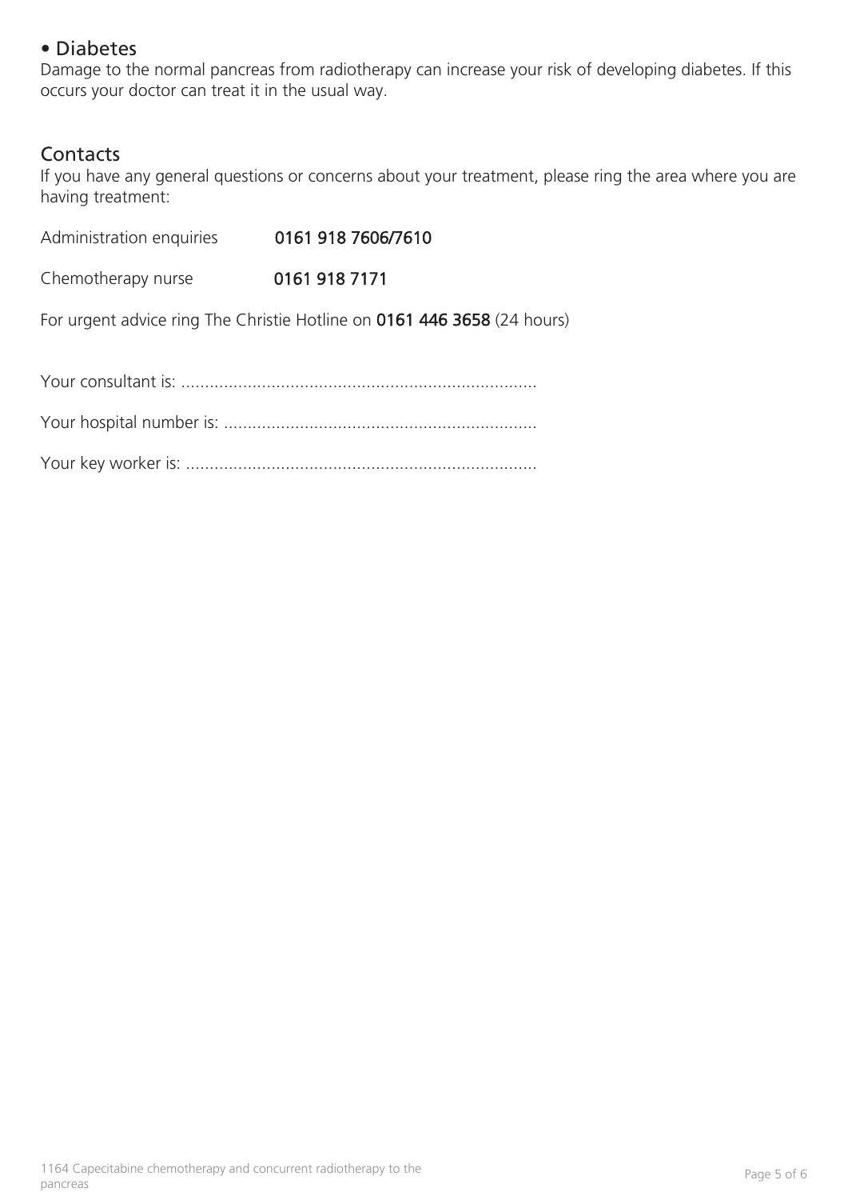• Diabetes

Damage to the normal pancreas from radiotherapy can increase your risk of developing diabetes. If this occurs your doctor can treat it in the usual way.

## Contacts

If you have any general questions or concerns about your treatment, please ring the area where you are having treatment:

Administration enquiries **0161 918 7606/7610**

Chemotherapy nurse **0161 918 7171**

For urgent advice ring The Christie Hotline on **0161 446 3658** (24 hours)

Your consultant is: ..........................................................................

Your hospital number is: .................................................................

Your key worker is: .........................................................................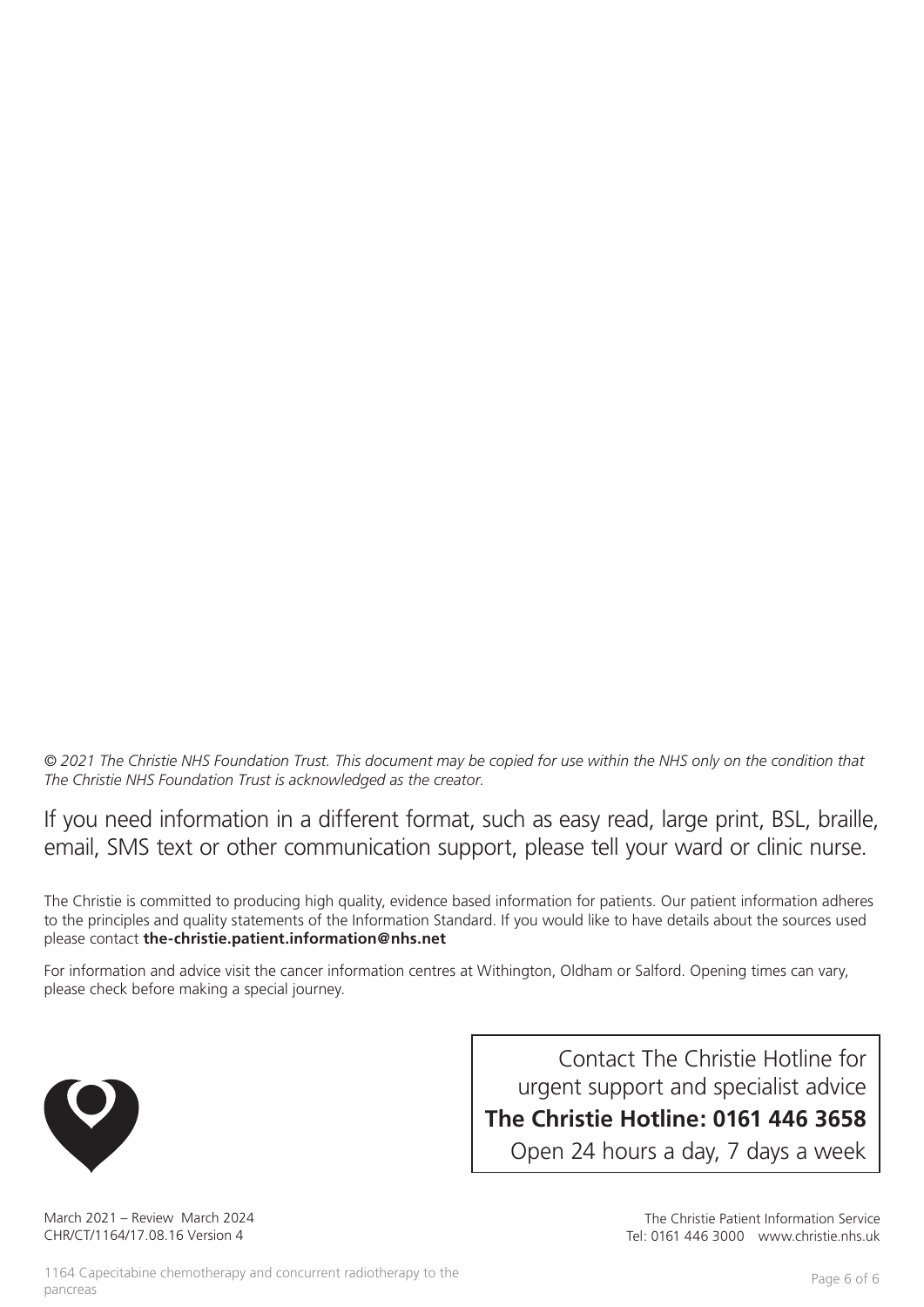*© 2021 The Christie NHS Foundation Trust. This document may be copied for use within the NHS only on the condition that The Christie NHS Foundation Trust is acknowledged as the creator.*

If you need information in a different format, such as easy read, large print, BSL, braille, email, SMS text or other communication support, please tell your ward or clinic nurse.

The Christie is committed to producing high quality, evidence based information for patients. Our patient information adheres to the principles and quality statements of the Information Standard. If you would like to have details about the sources used please contact **the-christie.patient.information@nhs.net**

For information and advice visit the cancer information centres at Withington, Oldham or Salford. Opening times can vary, please check before making a special journey.

Contact The Christie Hotline for urgent support and specialist advice

**The Christie Hotline: 0161 446 3658**

Open 24 hours a day, 7 days a week

March 2021 – Review March 2024
CHR/CT/1164/17.08.16 Version 4

The Christie Patient Information Service
Tel: 0161 446 3000 www.christie.nhs.uk

1164 Capecitabine chemotherapy and concurrent radiotherapy to the pancreas